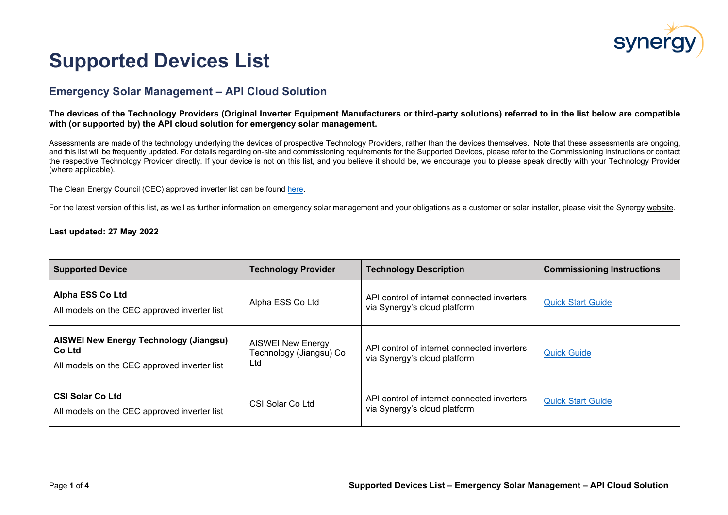# Supported Devices List

## Emergency Solar Management – API Cloud Solution

**The devices of the Technology Providers (Original Inverter Equipment Manufacturers or third-party solutions) referred to in the list below are compatible with (or supported by) the API cloud solution for emergency solar management.**

Assessments are made of the technology underlying the devices of prospective Technology Providers, rather than the devices themselves. Note that these assessments are ongoing, and this list will be frequently updated. For details regarding on-site and commissioning requirements for the Supported Devices, please refer to the Commissioning Instructions or contact the respective Technology Provider directly. If your device is not on this list, and you believe it should be, we encourage you to please speak directly with your Technology Provider (where applicable).

The Clean Energy Council (CEC) approved inverter list can be found here.

For the latest version of this list, as well as further information on emergency solar management and your obligations as a customer or solar installer, please visit the Synergy website.

**Last updated: 27 May 2022**

| Supported Device | Technology Provider | Technology Description | Commissioning Instructions |
|---|---|---|---|
| **Alpha ESS Co Ltd**<br>All models on the CEC approved inverter list | Alpha ESS Co Ltd | API control of internet connected inverters via Synergy's cloud platform | Quick Start Guide |
| **AISWEI New Energy Technology (Jiangsu) Co Ltd**<br>All models on the CEC approved inverter list | AISWEI New Energy Technology (Jiangsu) Co Ltd | API control of internet connected inverters via Synergy's cloud platform | Quick Guide |
| **CSI Solar Co Ltd**<br>All models on the CEC approved inverter list | CSI Solar Co Ltd | API control of internet connected inverters via Synergy's cloud platform | Quick Start Guide |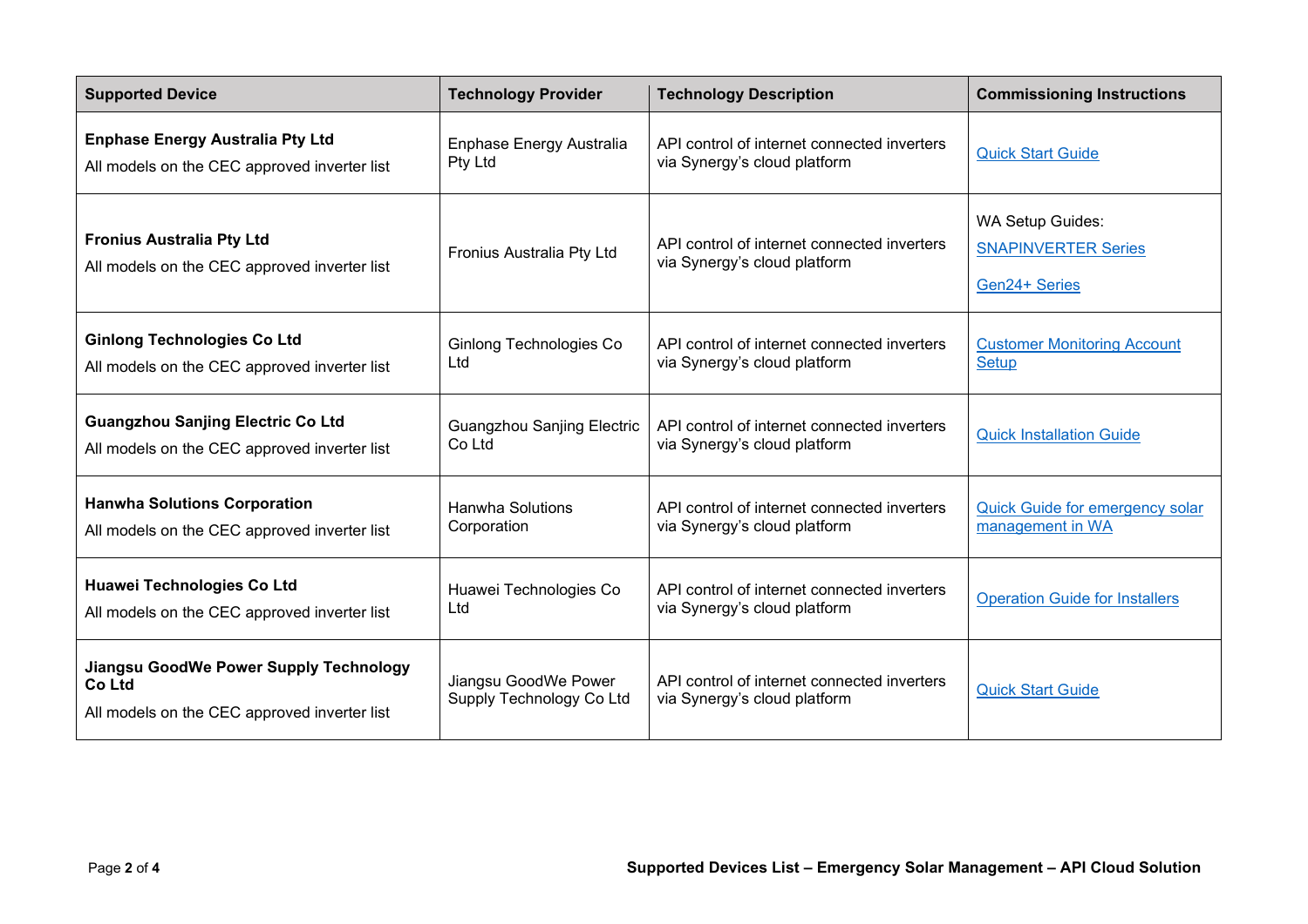| Supported Device | Technology Provider | Technology Description | Commissioning Instructions |
|---|---|---|---|
| **Enphase Energy Australia Pty Ltd**<br>All models on the CEC approved inverter list | Enphase Energy Australia Pty Ltd | API control of internet connected inverters via Synergy's cloud platform | Quick Start Guide |
| **Fronius Australia Pty Ltd**<br>All models on the CEC approved inverter list | Fronius Australia Pty Ltd | API control of internet connected inverters via Synergy's cloud platform | WA Setup Guides:<br>SNAPINVERTER Series<br>Gen24+ Series |
| **Ginlong Technologies Co Ltd**<br>All models on the CEC approved inverter list | Ginlong Technologies Co Ltd | API control of internet connected inverters via Synergy's cloud platform | Customer Monitoring Account Setup |
| **Guangzhou Sanjing Electric Co Ltd**<br>All models on the CEC approved inverter list | Guangzhou Sanjing Electric Co Ltd | API control of internet connected inverters via Synergy's cloud platform | Quick Installation Guide |
| **Hanwha Solutions Corporation**<br>All models on the CEC approved inverter list | Hanwha Solutions Corporation | API control of internet connected inverters via Synergy's cloud platform | Quick Guide for emergency solar management in WA |
| **Huawei Technologies Co Ltd**<br>All models on the CEC approved inverter list | Huawei Technologies Co Ltd | API control of internet connected inverters via Synergy's cloud platform | Operation Guide for Installers |
| **Jiangsu GoodWe Power Supply Technology Co Ltd**<br>All models on the CEC approved inverter list | Jiangsu GoodWe Power Supply Technology Co Ltd | API control of internet connected inverters via Synergy's cloud platform | Quick Start Guide |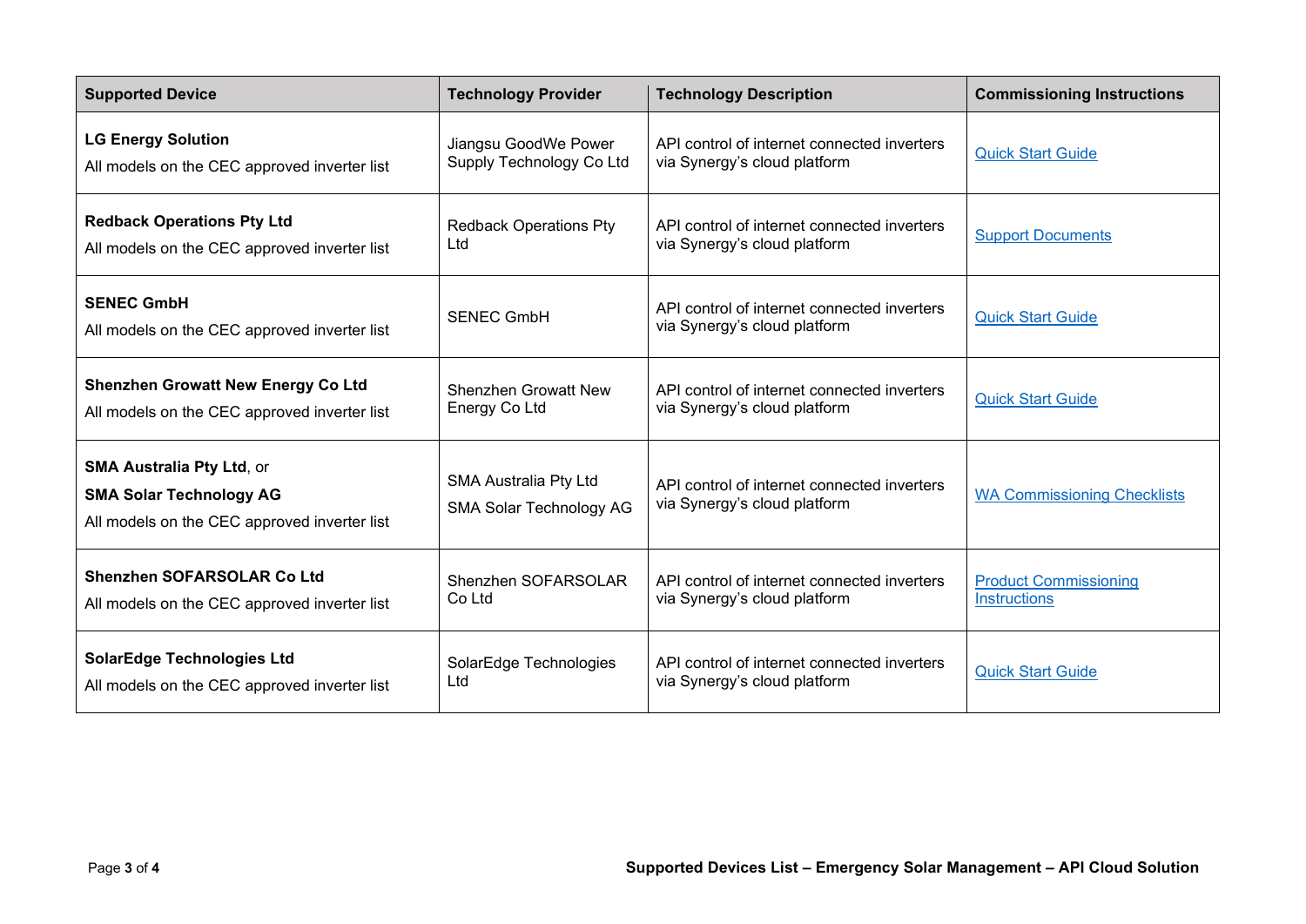| Supported Device | Technology Provider | Technology Description | Commissioning Instructions |
|---|---|---|---|
| **LG Energy Solution**<br>All models on the CEC approved inverter list | Jiangsu GoodWe Power Supply Technology Co Ltd | API control of internet connected inverters via Synergy's cloud platform | Quick Start Guide |
| **Redback Operations Pty Ltd**<br>All models on the CEC approved inverter list | Redback Operations Pty Ltd | API control of internet connected inverters via Synergy's cloud platform | Support Documents |
| **SENEC GmbH**<br>All models on the CEC approved inverter list | SENEC GmbH | API control of internet connected inverters via Synergy's cloud platform | Quick Start Guide |
| **Shenzhen Growatt New Energy Co Ltd**<br>All models on the CEC approved inverter list | Shenzhen Growatt New Energy Co Ltd | API control of internet connected inverters via Synergy's cloud platform | Quick Start Guide |
| **SMA Australia Pty Ltd**, or<br>**SMA Solar Technology AG**<br>All models on the CEC approved inverter list | SMA Australia Pty Ltd<br>SMA Solar Technology AG | API control of internet connected inverters via Synergy's cloud platform | WA Commissioning Checklists |
| **Shenzhen SOFARSOLAR Co Ltd**<br>All models on the CEC approved inverter list | Shenzhen SOFARSOLAR Co Ltd | API control of internet connected inverters via Synergy's cloud platform | Product Commissioning Instructions |
| **SolarEdge Technologies Ltd**<br>All models on the CEC approved inverter list | SolarEdge Technologies Ltd | API control of internet connected inverters via Synergy's cloud platform | Quick Start Guide |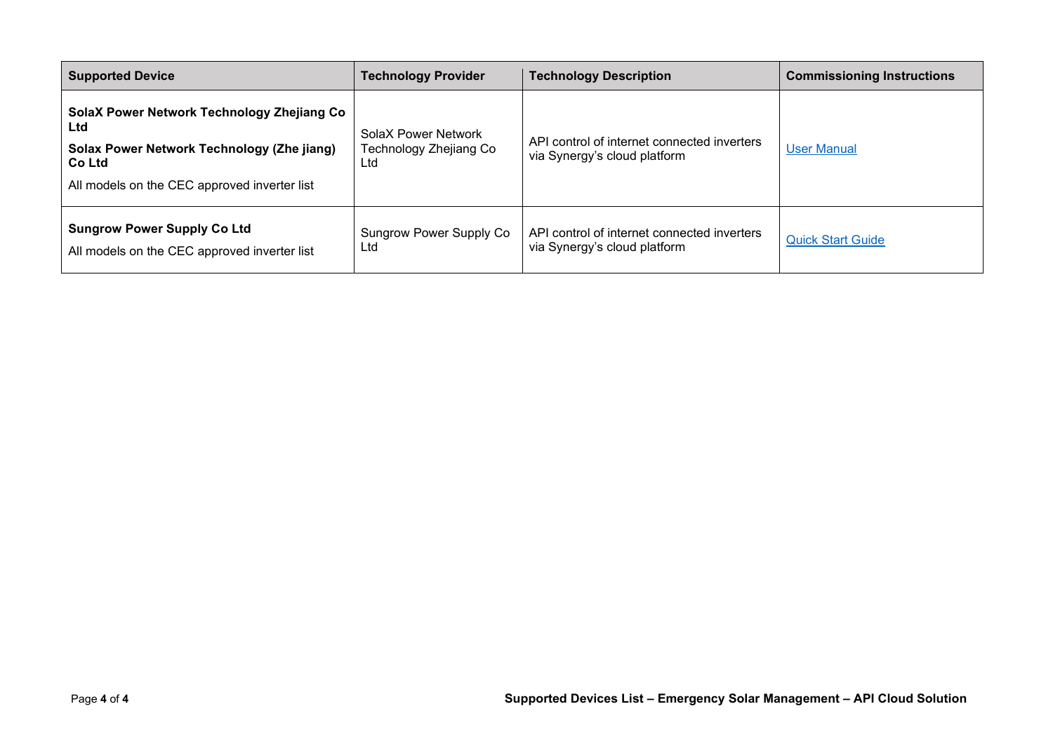| Supported Device | Technology Provider | Technology Description | Commissioning Instructions |
|---|---|---|---|
| **SolaX Power Network Technology Zhejiang Co Ltd**<br>**Solax Power Network Technology (Zhe jiang) Co Ltd**<br>All models on the CEC approved inverter list | SolaX Power Network Technology Zhejiang Co Ltd | API control of internet connected inverters via Synergy's cloud platform | User Manual |
| **Sungrow Power Supply Co Ltd**<br>All models on the CEC approved inverter list | Sungrow Power Supply Co Ltd | API control of internet connected inverters via Synergy's cloud platform | Quick Start Guide |